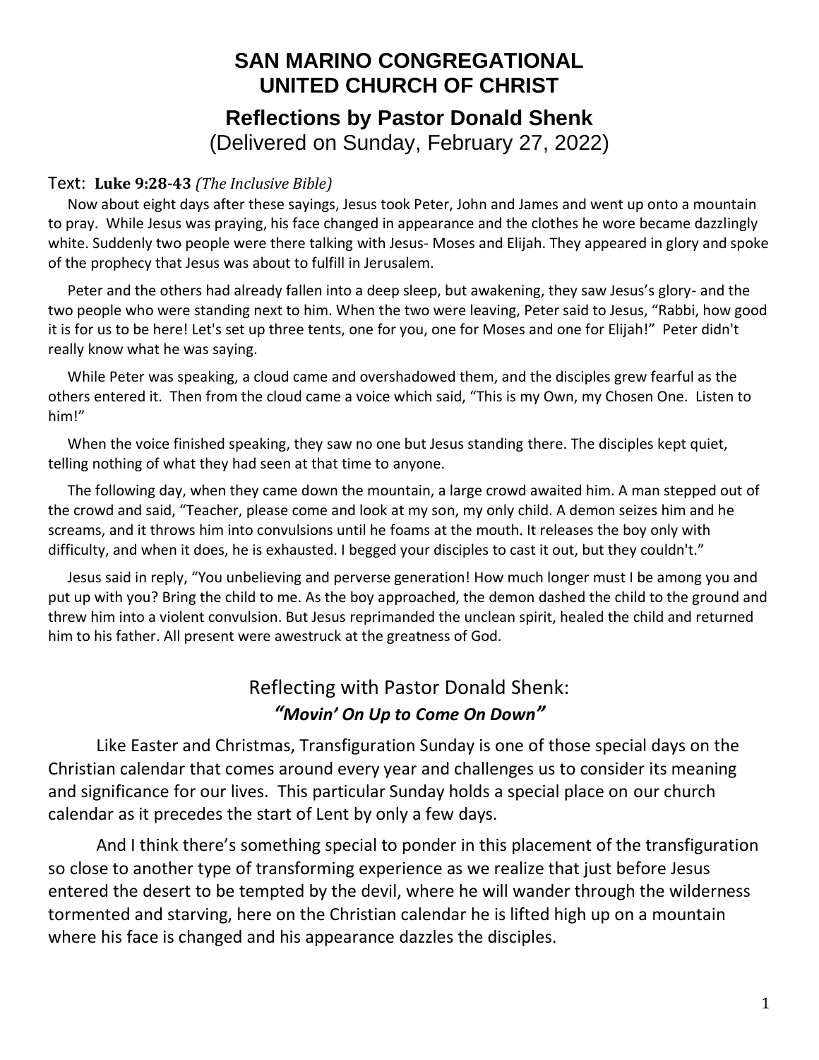# SAN MARINO CONGREGATIONAL UNITED CHURCH OF CHRIST

## Reflections by Pastor Donald Shenk

(Delivered on Sunday, February 27, 2022)

Text: **Luke 9:28-43** *(The Inclusive Bible)*

Now about eight days after these sayings, Jesus took Peter, John and James and went up onto a mountain to pray. While Jesus was praying, his face changed in appearance and the clothes he wore became dazzlingly white. Suddenly two people were there talking with Jesus- Moses and Elijah. They appeared in glory and spoke of the prophecy that Jesus was about to fulfill in Jerusalem.

Peter and the others had already fallen into a deep sleep, but awakening, they saw Jesus's glory- and the two people who were standing next to him. When the two were leaving, Peter said to Jesus, "Rabbi, how good it is for us to be here! Let's set up three tents, one for you, one for Moses and one for Elijah!" Peter didn't really know what he was saying.

While Peter was speaking, a cloud came and overshadowed them, and the disciples grew fearful as the others entered it. Then from the cloud came a voice which said, "This is my Own, my Chosen One. Listen to him!"

When the voice finished speaking, they saw no one but Jesus standing there. The disciples kept quiet, telling nothing of what they had seen at that time to anyone.

The following day, when they came down the mountain, a large crowd awaited him. A man stepped out of the crowd and said, "Teacher, please come and look at my son, my only child. A demon seizes him and he screams, and it throws him into convulsions until he foams at the mouth. It releases the boy only with difficulty, and when it does, he is exhausted. I begged your disciples to cast it out, but they couldn't."

Jesus said in reply, "You unbelieving and perverse generation! How much longer must I be among you and put up with you? Bring the child to me. As the boy approached, the demon dashed the child to the ground and threw him into a violent convulsion. But Jesus reprimanded the unclean spirit, healed the child and returned him to his father. All present were awestruck at the greatness of God.

## Reflecting with Pastor Donald Shenk:

### *"Movin' On Up to Come On Down"*

Like Easter and Christmas, Transfiguration Sunday is one of those special days on the Christian calendar that comes around every year and challenges us to consider its meaning and significance for our lives. This particular Sunday holds a special place on our church calendar as it precedes the start of Lent by only a few days.

And I think there's something special to ponder in this placement of the transfiguration so close to another type of transforming experience as we realize that just before Jesus entered the desert to be tempted by the devil, where he will wander through the wilderness tormented and starving, here on the Christian calendar he is lifted high up on a mountain where his face is changed and his appearance dazzles the disciples.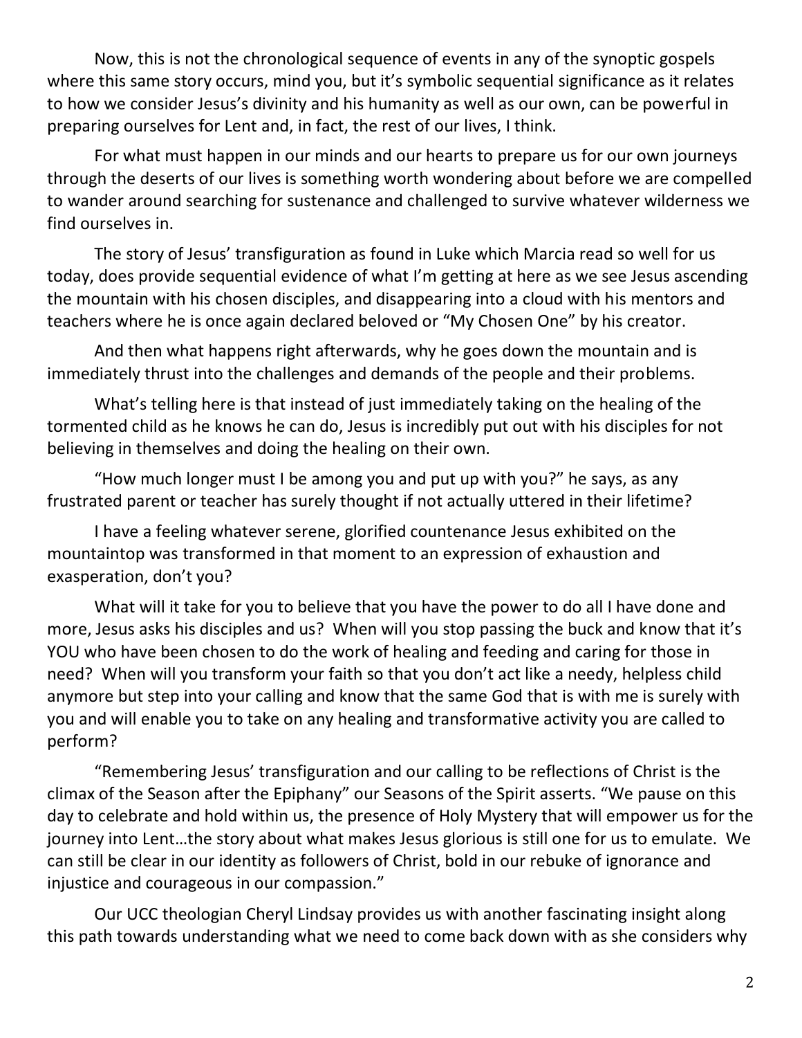Now, this is not the chronological sequence of events in any of the synoptic gospels where this same story occurs, mind you, but it's symbolic sequential significance as it relates to how we consider Jesus's divinity and his humanity as well as our own, can be powerful in preparing ourselves for Lent and, in fact, the rest of our lives, I think.

For what must happen in our minds and our hearts to prepare us for our own journeys through the deserts of our lives is something worth wondering about before we are compelled to wander around searching for sustenance and challenged to survive whatever wilderness we find ourselves in.

The story of Jesus' transfiguration as found in Luke which Marcia read so well for us today, does provide sequential evidence of what I'm getting at here as we see Jesus ascending the mountain with his chosen disciples, and disappearing into a cloud with his mentors and teachers where he is once again declared beloved or "My Chosen One" by his creator.

And then what happens right afterwards, why he goes down the mountain and is immediately thrust into the challenges and demands of the people and their problems.

What's telling here is that instead of just immediately taking on the healing of the tormented child as he knows he can do, Jesus is incredibly put out with his disciples for not believing in themselves and doing the healing on their own.

"How much longer must I be among you and put up with you?" he says, as any frustrated parent or teacher has surely thought if not actually uttered in their lifetime?

I have a feeling whatever serene, glorified countenance Jesus exhibited on the mountaintop was transformed in that moment to an expression of exhaustion and exasperation, don't you?

What will it take for you to believe that you have the power to do all I have done and more, Jesus asks his disciples and us? When will you stop passing the buck and know that it's YOU who have been chosen to do the work of healing and feeding and caring for those in need? When will you transform your faith so that you don't act like a needy, helpless child anymore but step into your calling and know that the same God that is with me is surely with you and will enable you to take on any healing and transformative activity you are called to perform?

"Remembering Jesus' transfiguration and our calling to be reflections of Christ is the climax of the Season after the Epiphany" our Seasons of the Spirit asserts. "We pause on this day to celebrate and hold within us, the presence of Holy Mystery that will empower us for the journey into Lent…the story about what makes Jesus glorious is still one for us to emulate. We can still be clear in our identity as followers of Christ, bold in our rebuke of ignorance and injustice and courageous in our compassion."

Our UCC theologian Cheryl Lindsay provides us with another fascinating insight along this path towards understanding what we need to come back down with as she considers why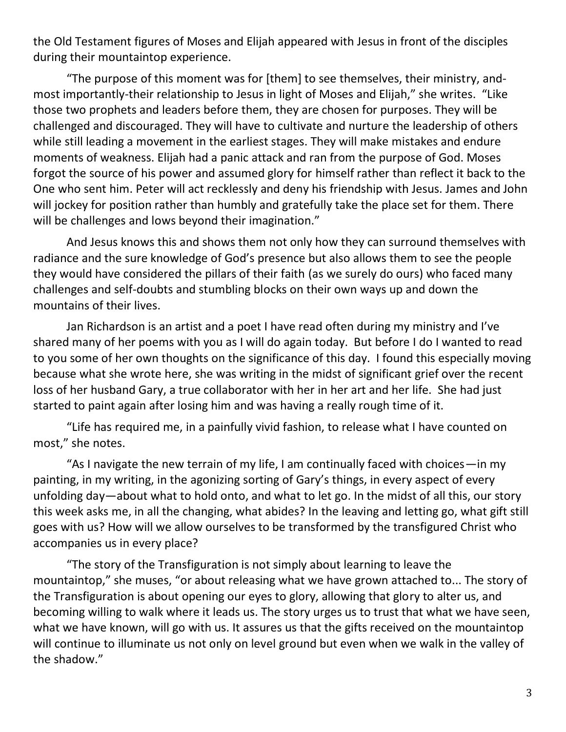the Old Testament figures of Moses and Elijah appeared with Jesus in front of the disciples during their mountaintop experience.

"The purpose of this moment was for [them] to see themselves, their ministry, and-most importantly-their relationship to Jesus in light of Moses and Elijah," she writes. "Like those two prophets and leaders before them, they are chosen for purposes. They will be challenged and discouraged. They will have to cultivate and nurture the leadership of others while still leading a movement in the earliest stages. They will make mistakes and endure moments of weakness. Elijah had a panic attack and ran from the purpose of God. Moses forgot the source of his power and assumed glory for himself rather than reflect it back to the One who sent him. Peter will act recklessly and deny his friendship with Jesus. James and John will jockey for position rather than humbly and gratefully take the place set for them. There will be challenges and lows beyond their imagination."

And Jesus knows this and shows them not only how they can surround themselves with radiance and the sure knowledge of God's presence but also allows them to see the people they would have considered the pillars of their faith (as we surely do ours) who faced many challenges and self-doubts and stumbling blocks on their own ways up and down the mountains of their lives.

Jan Richardson is an artist and a poet I have read often during my ministry and I've shared many of her poems with you as I will do again today. But before I do I wanted to read to you some of her own thoughts on the significance of this day. I found this especially moving because what she wrote here, she was writing in the midst of significant grief over the recent loss of her husband Gary, a true collaborator with her in her art and her life. She had just started to paint again after losing him and was having a really rough time of it.

"Life has required me, in a painfully vivid fashion, to release what I have counted on most," she notes.

"As I navigate the new terrain of my life, I am continually faced with choices—in my painting, in my writing, in the agonizing sorting of Gary's things, in every aspect of every unfolding day—about what to hold onto, and what to let go. In the midst of all this, our story this week asks me, in all the changing, what abides? In the leaving and letting go, what gift still goes with us? How will we allow ourselves to be transformed by the transfigured Christ who accompanies us in every place?

"The story of the Transfiguration is not simply about learning to leave the mountaintop," she muses, "or about releasing what we have grown attached to... The story of the Transfiguration is about opening our eyes to glory, allowing that glory to alter us, and becoming willing to walk where it leads us. The story urges us to trust that what we have seen, what we have known, will go with us. It assures us that the gifts received on the mountaintop will continue to illuminate us not only on level ground but even when we walk in the valley of the shadow."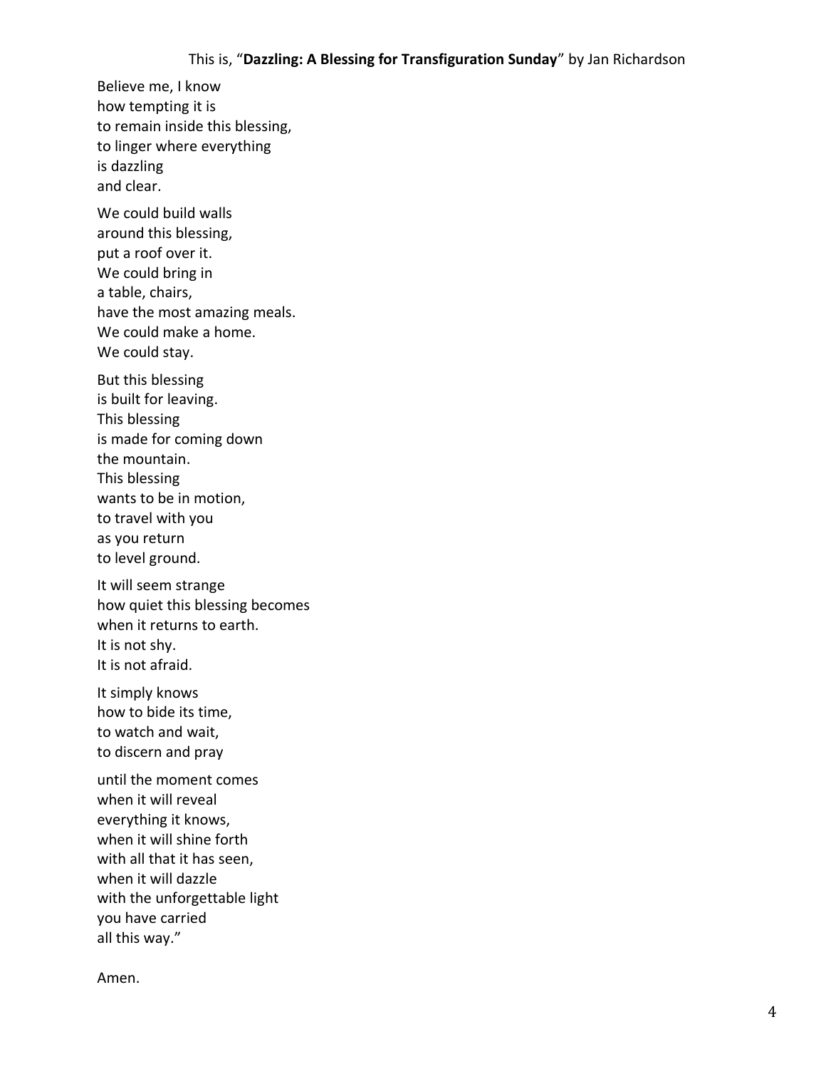This is, “**Dazzling: A Blessing for Transfiguration Sunday**” by Jan Richardson

Believe me, I know  
how tempting it is  
to remain inside this blessing,  
to linger where everything  
is dazzling  
and clear.

We could build walls  
around this blessing,  
put a roof over it.  
We could bring in  
a table, chairs,  
have the most amazing meals.  
We could make a home.  
We could stay.

But this blessing  
is built for leaving.  
This blessing  
is made for coming down  
the mountain.  
This blessing  
wants to be in motion,  
to travel with you  
as you return  
to level ground.

It will seem strange  
how quiet this blessing becomes  
when it returns to earth.  
It is not shy.  
It is not afraid.

It simply knows  
how to bide its time,  
to watch and wait,  
to discern and pray

until the moment comes  
when it will reveal  
everything it knows,  
when it will shine forth  
with all that it has seen,  
when it will dazzle  
with the unforgettable light  
you have carried  
all this way.”

Amen.